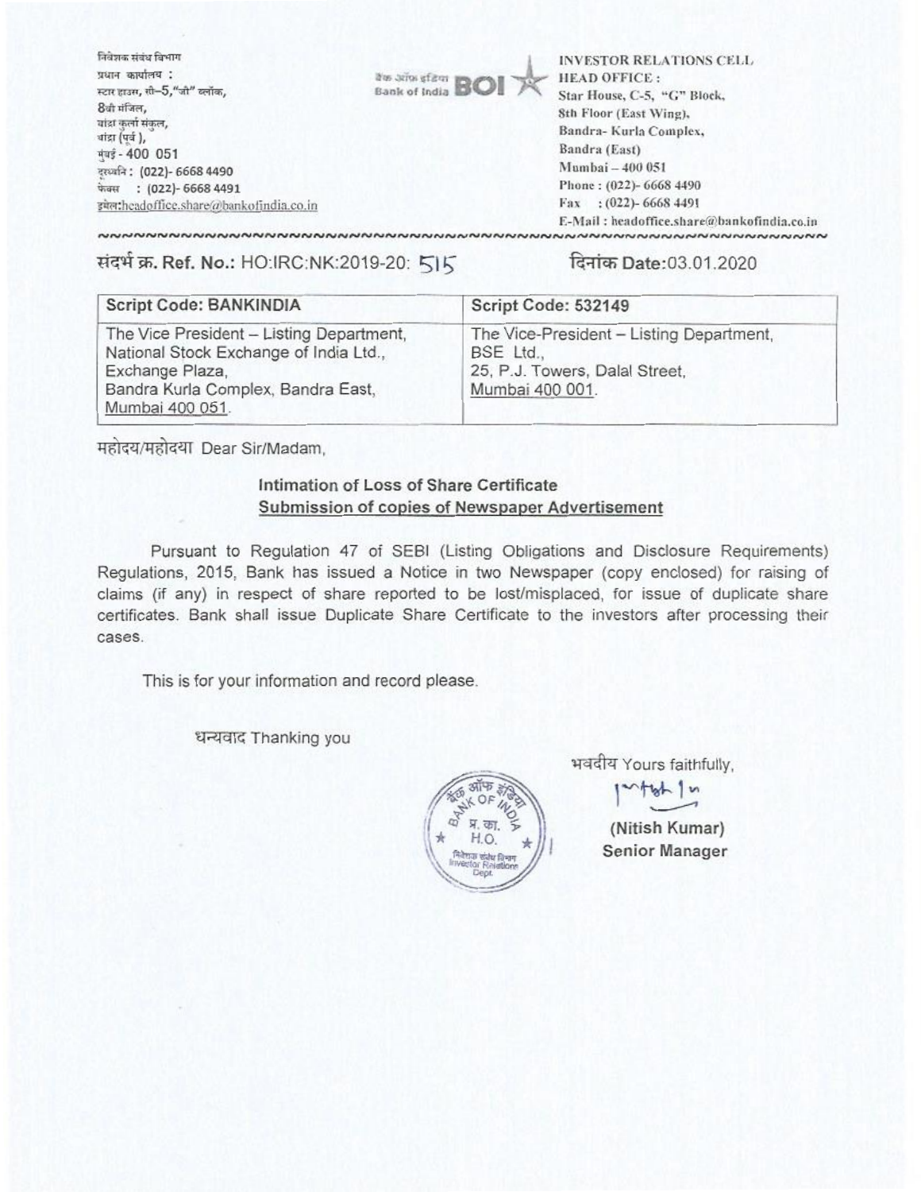निवेशक संबंध विभाग
प्रधान कार्यालय :
स्टार हाउस, सी–5,"जी" ब्लॉक,
8वी मंजिल,
बांद्रा कुर्ला संकुल,
बांद्रा (पूर्व ),
मुंबई - 400 051
दूरध्वनि : (022)- 6668 4490
फेक्स : (022)- 6668 4491
इमेल:headoffice.share@bankofindia.co.in

बैंक ऑफ इंडिया Bank of India BOI

INVESTOR RELATIONS CELL
HEAD OFFICE :
Star House, C-5, "G" Block,
8th Floor (East Wing),
Bandra- Kurla Complex,
Bandra (East)
Mumbai – 400 051
Phone : (022)- 6668 4490
Fax : (022)- 6668 4491
E-Mail : headoffice.share@bankofindia.co.in

संदर्भ क्र. **Ref. No.:** HO:IRC:NK:2019-20: 515

दिनांक **Date:**03.01.2020

| Script Code: BANKINDIA | Script Code: 532149 |
|---|---|
| The Vice President – Listing Department, National Stock Exchange of India Ltd., Exchange Plaza, Bandra Kurla Complex, Bandra East, Mumbai 400 051. | The Vice-President – Listing Department, BSE Ltd., 25, P.J. Towers, Dalal Street, Mumbai 400 001. |

महोदय/महोदया Dear Sir/Madam,

**Intimation of Loss of Share Certificate**
**Submission of copies of Newspaper Advertisement**

Pursuant to Regulation 47 of SEBI (Listing Obligations and Disclosure Requirements) Regulations, 2015, Bank has issued a Notice in two Newspaper (copy enclosed) for raising of claims (if any) in respect of share reported to be lost/misplaced, for issue of duplicate share certificates. Bank shall issue Duplicate Share Certificate to the investors after processing their cases.

This is for your information and record please.

धन्यवाद Thanking you

भवदीय Yours faithfully,

**(Nitish Kumar)**
**Senior Manager**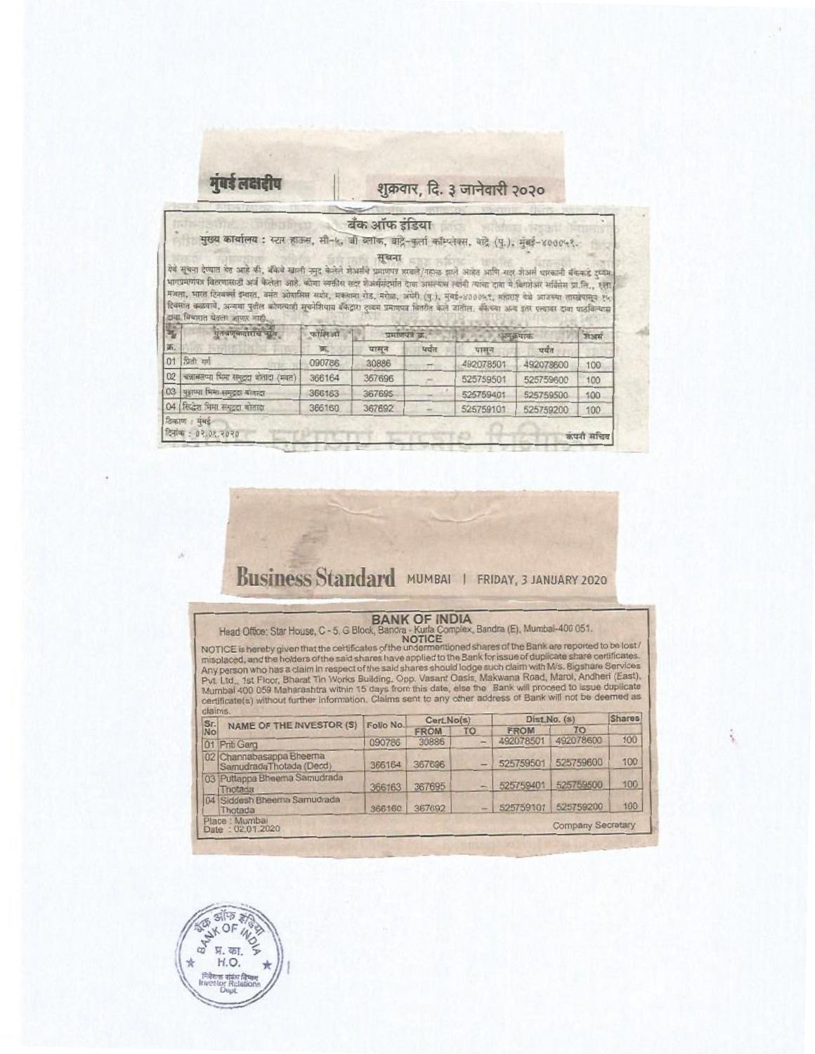मुंबई लक्षदीप | शुक्रवार, दि. ३ जानेवारी २०२०

## बँक ऑफ इंडिया

मुख्य कार्यालय : स्टार हाऊस, सी-५, जी ब्लॉक, वांद्रे-कुर्ला कॉम्प्लेक्स, वांद्रे (पु.), मुंबई-४०००५१.

### सूचना

येथे सूचना देण्यात येत आहे की, बँकेचे खाली नमुद केलेले शेअर्सचे प्रमाणपत्र हरवले/गहाळ झाले आहेत आणि सदर शेअर्स धारकांनी बँकेकडे दुय्यम भागप्रमाणपत्र वितरणासाठी अर्ज केलेला आहे. कोणा व्यक्तीस सदर शेअर्ससंदर्भात दावा असल्यास त्यांनी त्यांचा दावा मे.बिगशेअर सर्विसेस प्रा.लि., १ला मजला, भारत टिनवर्क्स इमारत, वसंत ओयासिस समोर, मकवाना रोड, मरोळ, अंधेरी (पु.), मुंबई-४०००५९, महाराष्ट्र येथे आजच्या तारखेपासून १५ दिवसात कळवावे, अन्यथा पुढील कोणत्याही सूचनेशिवाय बँकेद्वारा दुय्यम प्रमाणपत्र वितरीत केले जातील. बँकेच्या अन्य इतर पत्त्यावर दावा पाठविल्यास दावा विचारात घेतला जाणार नाही.

| अ. क्र. | गुंतवणूकदाराचे नाव | फोलिओ क्र. | प्रमाणपत्र क्र. पासून | प्रमाणपत्र क्र. पर्यंत | अनुक्रमांक पासून | अनुक्रमांक पर्यंत | शेअर्स |
|---|---|---|---|---|---|---|---|
| 01 | प्रिती गर्ग | 090786 | 30886 | – | 492078501 | 492078600 | 100 |
| 02 | चन्नाबसप्पा भिमा समुद्रा थोताडा (मयत) | 366164 | 367696 | – | 525759501 | 525759600 | 100 |
| 03 | पुट्टप्पा भिमा समुद्रा थोताडा | 366163 | 367695 | – | 525759401 | 525759500 | 100 |
| 04 | सिद्धेश भिमा समुद्रा थोताडा | 366160 | 367692 | – | 525759101 | 525759200 | 100 |

ठिकाण : मुंबई
दिनांक : ०२.०१.२०२०

कंपनी सचिव

---

Business Standard MUMBAI | FRIDAY, 3 JANUARY 2020

## BANK OF INDIA

Head Office: Star House, C - 5, G Block, Bandra - Kurla Complex, Bandra (E), Mumbai-400 051.

### NOTICE

NOTICE is hereby given that the certificates of the undermentioned shares of the Bank are reported to be lost / misplaced, and the holders of the said shares have applied to the Bank for issue of duplicate share certificates. Any person who has a claim in respect of the said shares should lodge such claim with M/s. Bigshare Services Pvt. Ltd., 1st Floor, Bharat Tin Works Building, Opp. Vasant Oasis, Makwana Road, Marol, Andheri (East), Mumbai 400 059 Maharashtra within 15 days from this date, else the Bank will proceed to issue duplicate certificate(s) without further information. Claims sent to any other address of Bank will not be deemed as claims.

| Sr. No | NAME OF THE INVESTOR (S) | Folio No. | Cert.No(s) FROM | Cert.No(s) TO | Dist.No. (s) FROM | Dist.No. (s) TO | Shares |
|---|---|---|---|---|---|---|---|
| 01 | Priti Garg | 090786 | 30886 | – | 492078501 | 492078600 | 100 |
| 02 | Channabasappa Bheema SamudradaThotada (Decd) | 366164 | 367696 | – | 525759501 | 525759600 | 100 |
| 03 | Puttappa Bheema Samudrada Thotada | 366163 | 367695 | – | 525759401 | 525759500 | 100 |
| 04 | Siddesh Bheema Samudrada Thotada | 366160 | 367692 | – | 525759101 | 525759200 | 100 |

Place : Mumbai
Date : 02.01.2020

Company Secretary

बैंक ऑफ इंडिया
BANK OF INDIA
प्र. का.
H.O.
निवेशक संबंध विभाग
Investor Relations Dept.